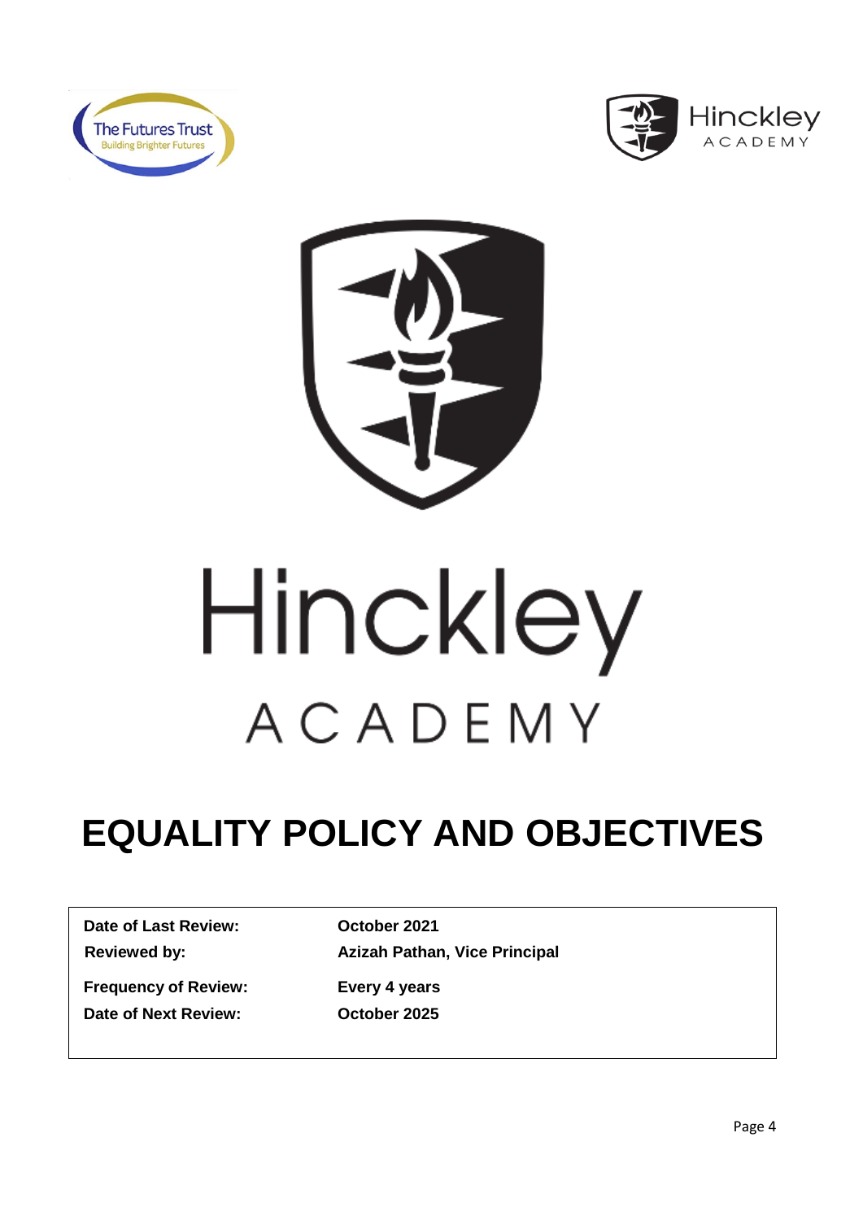# Hinckley ACADEMY

# EQUALITY POLICY AND OBJECTIVES

| | |
|---|---|
| **Date of Last Review:** | **October 2021** |
| **Reviewed by:** | **Azizah Pathan, Vice Principal** |
| **Frequency of Review:** | **Every 4 years** |
| **Date of Next Review:** | **October 2025** |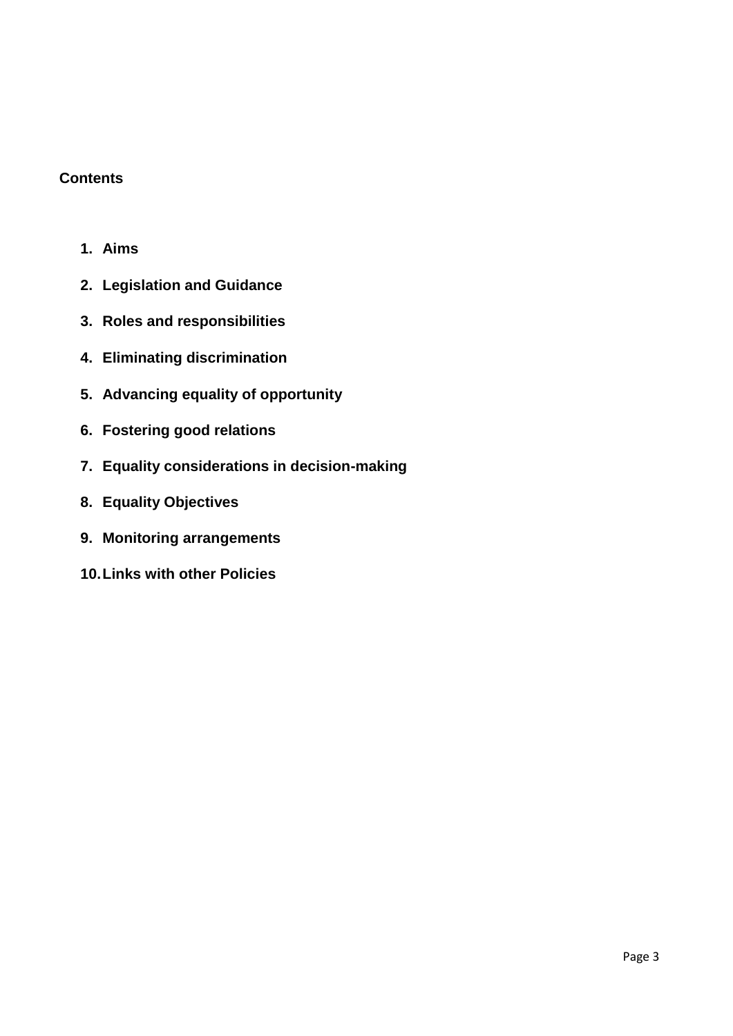**Contents**

1. **Aims**
2. **Legislation and Guidance**
3. **Roles and responsibilities**
4. **Eliminating discrimination**
5. **Advancing equality of opportunity**
6. **Fostering good relations**
7. **Equality considerations in decision-making**
8. **Equality Objectives**
9. **Monitoring arrangements**
10. **Links with other Policies**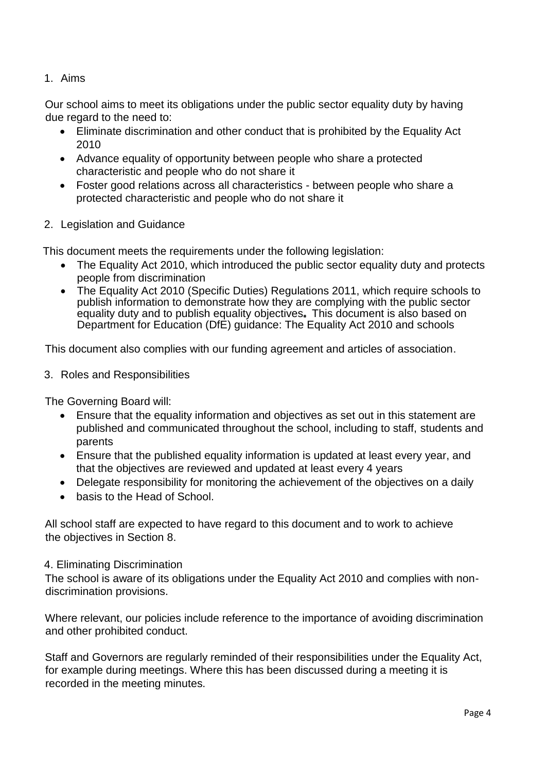## 1. Aims

Our school aims to meet its obligations under the public sector equality duty by having due regard to the need to:

- Eliminate discrimination and other conduct that is prohibited by the Equality Act 2010
- Advance equality of opportunity between people who share a protected characteristic and people who do not share it
- Foster good relations across all characteristics - between people who share a protected characteristic and people who do not share it

## 2. Legislation and Guidance

This document meets the requirements under the following legislation:

- The Equality Act 2010, which introduced the public sector equality duty and protects people from discrimination
- The Equality Act 2010 (Specific Duties) Regulations 2011, which require schools to publish information to demonstrate how they are complying with the public sector equality duty and to publish equality objectives. This document is also based on Department for Education (DfE) guidance: The Equality Act 2010 and schools

This document also complies with our funding agreement and articles of association.

## 3. Roles and Responsibilities

The Governing Board will:

- Ensure that the equality information and objectives as set out in this statement are published and communicated throughout the school, including to staff, students and parents
- Ensure that the published equality information is updated at least every year, and that the objectives are reviewed and updated at least every 4 years
- Delegate responsibility for monitoring the achievement of the objectives on a daily
- basis to the Head of School.

All school staff are expected to have regard to this document and to work to achieve the objectives in Section 8.

## 4. Eliminating Discrimination

The school is aware of its obligations under the Equality Act 2010 and complies with non-discrimination provisions.

Where relevant, our policies include reference to the importance of avoiding discrimination and other prohibited conduct.

Staff and Governors are regularly reminded of their responsibilities under the Equality Act, for example during meetings. Where this has been discussed during a meeting it is recorded in the meeting minutes.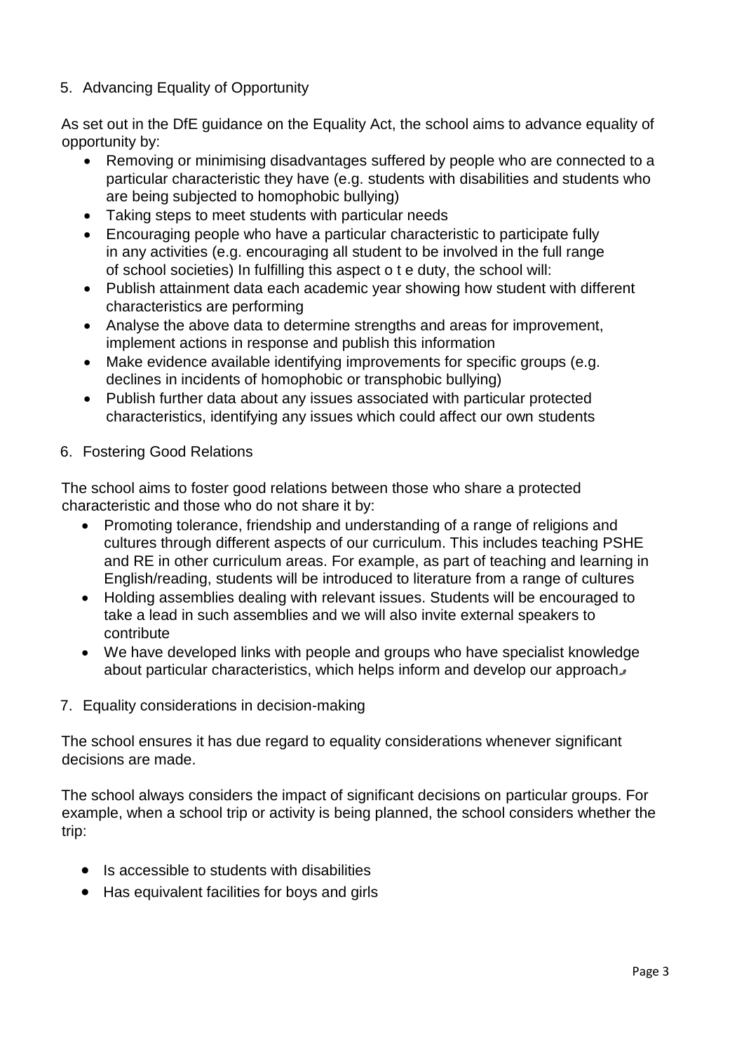5. Advancing Equality of Opportunity

As set out in the DfE guidance on the Equality Act, the school aims to advance equality of opportunity by:

- Removing or minimising disadvantages suffered by people who are connected to a particular characteristic they have (e.g. students with disabilities and students who are being subjected to homophobic bullying)
- Taking steps to meet students with particular needs
- Encouraging people who have a particular characteristic to participate fully in any activities (e.g. encouraging all student to be involved in the full range of school societies) In fulfilling this aspect o t e duty, the school will:
- Publish attainment data each academic year showing how student with different characteristics are performing
- Analyse the above data to determine strengths and areas for improvement, implement actions in response and publish this information
- Make evidence available identifying improvements for specific groups (e.g. declines in incidents of homophobic or transphobic bullying)
- Publish further data about any issues associated with particular protected characteristics, identifying any issues which could affect our own students

6. Fostering Good Relations

The school aims to foster good relations between those who share a protected characteristic and those who do not share it by:

- Promoting tolerance, friendship and understanding of a range of religions and cultures through different aspects of our curriculum. This includes teaching PSHE and RE in other curriculum areas. For example, as part of teaching and learning in English/reading, students will be introduced to literature from a range of cultures
- Holding assemblies dealing with relevant issues. Students will be encouraged to take a lead in such assemblies and we will also invite external speakers to contribute
- We have developed links with people and groups who have specialist knowledge about particular characteristics, which helps inform and develop our approach.

7. Equality considerations in decision-making

The school ensures it has due regard to equality considerations whenever significant decisions are made.

The school always considers the impact of significant decisions on particular groups. For example, when a school trip or activity is being planned, the school considers whether the trip:

- Is accessible to students with disabilities
- Has equivalent facilities for boys and girls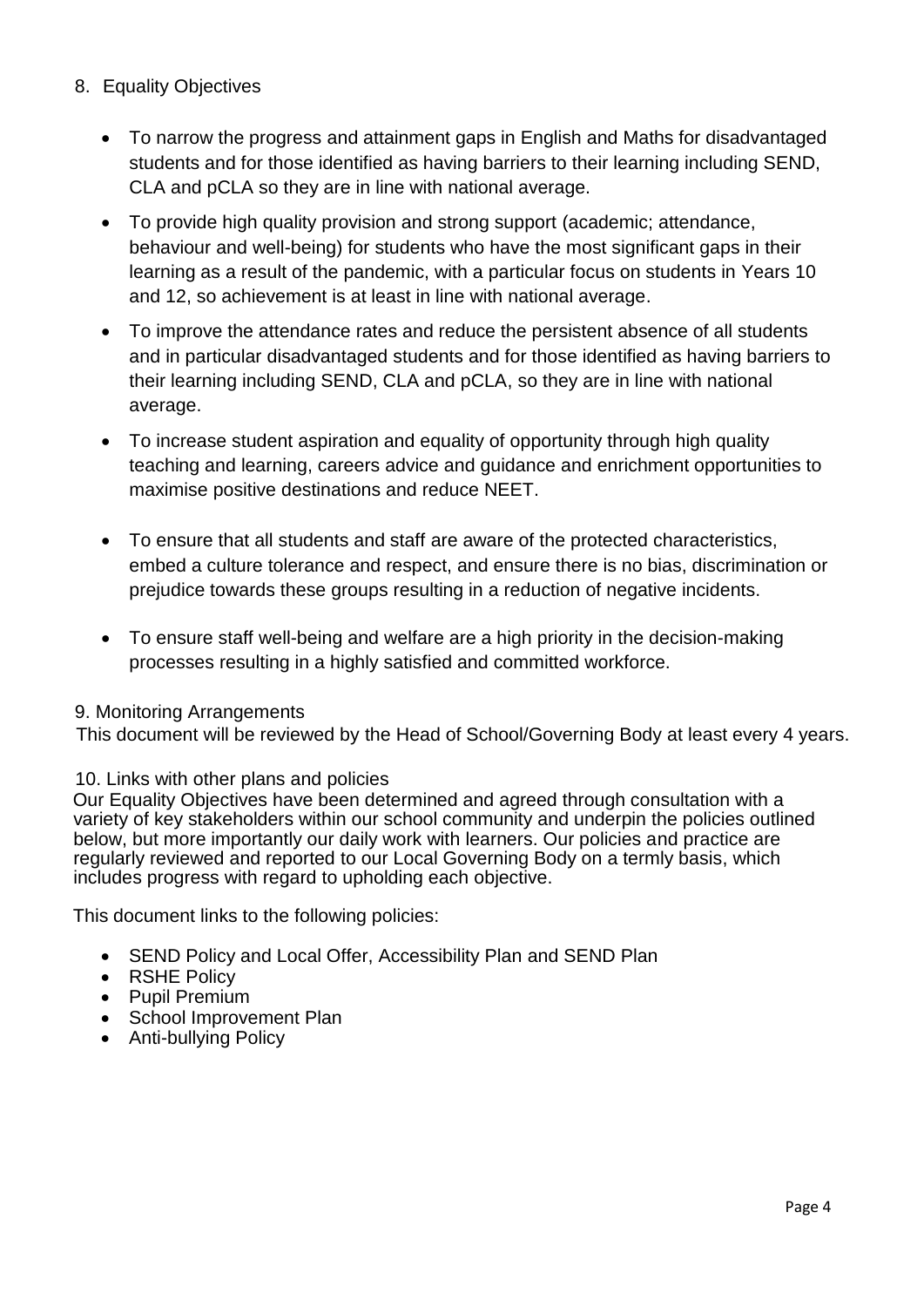## 8. Equality Objectives

- To narrow the progress and attainment gaps in English and Maths for disadvantaged students and for those identified as having barriers to their learning including SEND, CLA and pCLA so they are in line with national average.
- To provide high quality provision and strong support (academic; attendance, behaviour and well-being) for students who have the most significant gaps in their learning as a result of the pandemic, with a particular focus on students in Years 10 and 12, so achievement is at least in line with national average.
- To improve the attendance rates and reduce the persistent absence of all students and in particular disadvantaged students and for those identified as having barriers to their learning including SEND, CLA and pCLA, so they are in line with national average.
- To increase student aspiration and equality of opportunity through high quality teaching and learning, careers advice and guidance and enrichment opportunities to maximise positive destinations and reduce NEET.
- To ensure that all students and staff are aware of the protected characteristics, embed a culture tolerance and respect, and ensure there is no bias, discrimination or prejudice towards these groups resulting in a reduction of negative incidents.
- To ensure staff well-being and welfare are a high priority in the decision-making processes resulting in a highly satisfied and committed workforce.

## 9. Monitoring Arrangements

This document will be reviewed by the Head of School/Governing Body at least every 4 years.

## 10. Links with other plans and policies

Our Equality Objectives have been determined and agreed through consultation with a variety of key stakeholders within our school community and underpin the policies outlined below, but more importantly our daily work with learners. Our policies and practice are regularly reviewed and reported to our Local Governing Body on a termly basis, which includes progress with regard to upholding each objective.

This document links to the following policies:

- SEND Policy and Local Offer, Accessibility Plan and SEND Plan
- RSHE Policy
- Pupil Premium
- School Improvement Plan
- Anti-bullying Policy